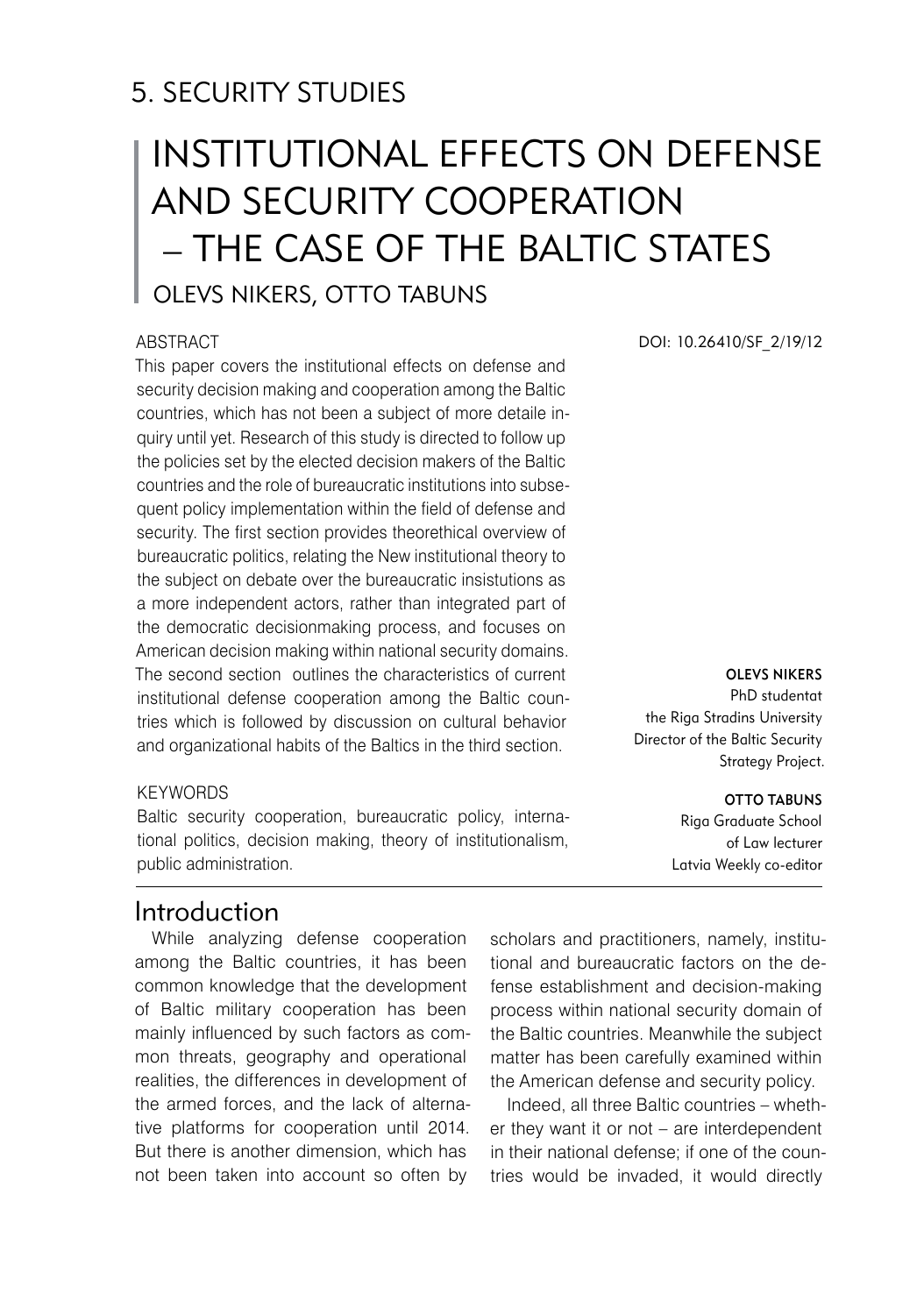5. SECURITY STUDIES

# INSTITUTIONAL EFFECTS ON DEFENSE AND SECURITY COOPERATION – THE CASE OF THE BALTIC STATES

OLEVS NIKERS, OTTO TABUNS

DOI: 10.26410/SF_2/19/12

ABSTRACT

This paper covers the institutional effects on defense and security decision making and cooperation among the Baltic countries, which has not been a subject of more detaile inquiry until yet. Research of this study is directed to follow up the policies set by the elected decision makers of the Baltic countries and the role of bureaucratic institutions into subsequent policy implementation within the field of defense and security. The first section provides theorethical overview of bureaucratic politics, relating the New institutional theory to the subject on debate over the bureaucratic insistutions as a more independent actors, rather than integrated part of the democratic decisionmaking process, and focuses on American decision making within national security domains. The second section outlines the characteristics of current institutional defense cooperation among the Baltic countries which is followed by discussion on cultural behavior and organizational habits of the Baltics in the third section.

KEYWORDS

Baltic security cooperation, bureaucratic policy, international politics, decision making, theory of institutionalism, public administration.

**OLEVS NIKERS**
PhD studentat
the Riga Stradins University
Director of the Baltic Security Strategy Project.

**OTTO TABUNS**
Riga Graduate School
of Law lecturer
Latvia Weekly co-editor

## Introduction

While analyzing defense cooperation among the Baltic countries, it has been common knowledge that the development of Baltic military cooperation has been mainly influenced by such factors as common threats, geography and operational realities, the differences in development of the armed forces, and the lack of alternative platforms for cooperation until 2014. But there is another dimension, which has not been taken into account so often by scholars and practitioners, namely, institutional and bureaucratic factors on the defense establishment and decision-making process within national security domain of the Baltic countries. Meanwhile the subject matter has been carefully examined within the American defense and security policy.

Indeed, all three Baltic countries – whether they want it or not – are interdependent in their national defense; if one of the countries would be invaded, it would directly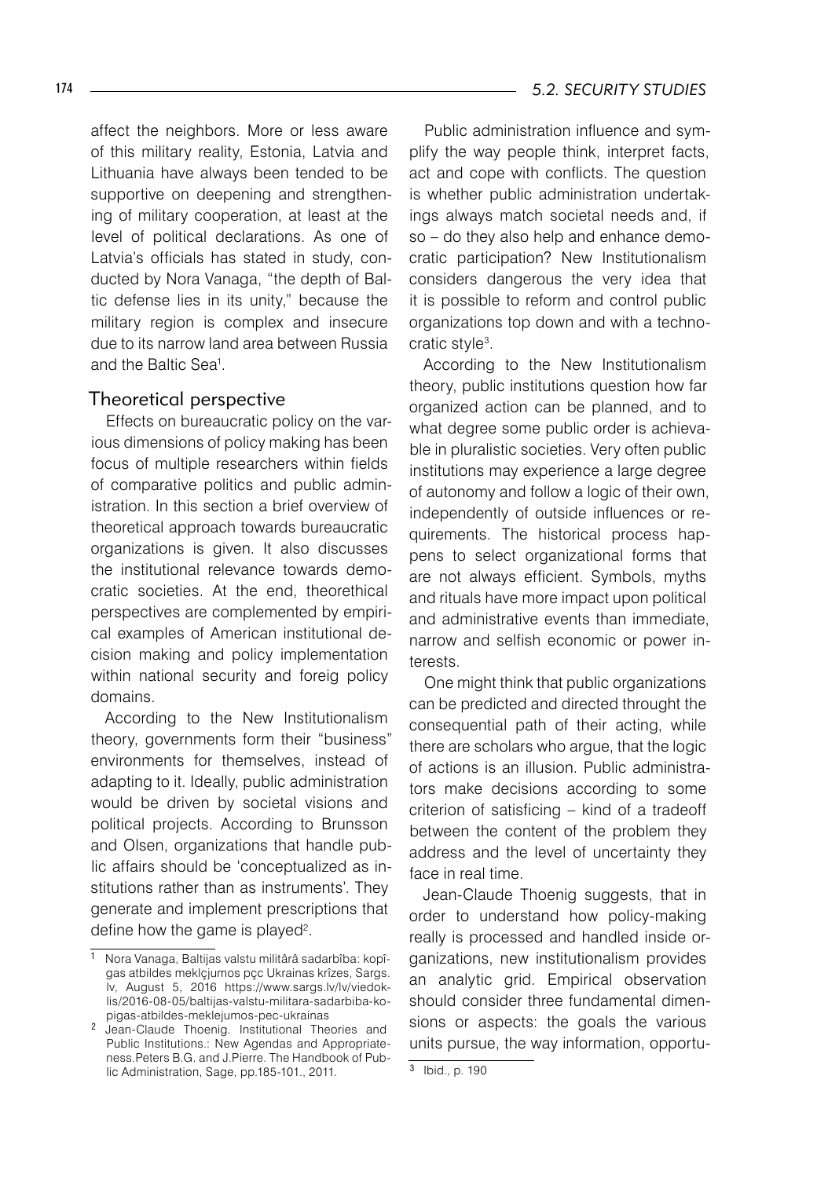affect the neighbors. More or less aware of this military reality, Estonia, Latvia and Lithuania have always been tended to be supportive on deepening and strengthening of military cooperation, at least at the level of political declarations. As one of Latvia's officials has stated in study, conducted by Nora Vanaga, "the depth of Baltic defense lies in its unity," because the military region is complex and insecure due to its narrow land area between Russia and the Baltic Sea[1].

## Theoretical perspective

Effects on bureaucratic policy on the various dimensions of policy making has been focus of multiple researchers within fields of comparative politics and public administration. In this section a brief overview of theoretical approach towards bureaucratic organizations is given. It also discusses the institutional relevance towards democratic societies. At the end, theorethical perspectives are complemented by empirical examples of American institutional decision making and policy implementation within national security and foreig policy domains.

According to the New Institutionalism theory, governments form their "business" environments for themselves, instead of adapting to it. Ideally, public administration would be driven by societal visions and political projects. According to Brunsson and Olsen, organizations that handle public affairs should be 'conceptualized as institutions rather than as instruments'. They generate and implement prescriptions that define how the game is played[2].

Public administration influence and symplify the way people think, interpret facts, act and cope with conflicts. The question is whether public administration undertakings always match societal needs and, if so – do they also help and enhance democratic participation? New Institutionalism considers dangerous the very idea that it is possible to reform and control public organizations top down and with a technocratic style[3].

According to the New Institutionalism theory, public institutions question how far organized action can be planned, and to what degree some public order is achievable in pluralistic societies. Very often public institutions may experience a large degree of autonomy and follow a logic of their own, independently of outside influences or requirements. The historical process happens to select organizational forms that are not always efficient. Symbols, myths and rituals have more impact upon political and administrative events than immediate, narrow and selfish economic or power interests.

One might think that public organizations can be predicted and directed throught the consequential path of their acting, while there are scholars who argue, that the logic of actions is an illusion. Public administrators make decisions according to some criterion of satisficing – kind of a tradeoff between the content of the problem they address and the level of uncertainty they face in real time.

Jean-Claude Thoenig suggests, that in order to understand how policy-making really is processed and handled inside organizations, new institutionalism provides an analytic grid. Empirical observation should consider three fundamental dimensions or aspects: the goals the various units pursue, the way information, opportu-

---

[1] Nora Vanaga, Baltijas valstu militârâ sadarbîba: kopîgas atbildes meklçjumos pçc Ukrainas krîzes, Sargs. lv, August 5, 2016 https://www.sargs.lv/lv/viedoklis/2016-08-05/baltijas-valstu-militara-sadarbiba-kopigas-atbildes-meklejumos-pec-ukrainas

[2] Jean-Claude Thoenig. Institutional Theories and Public Institutions.: New Agendas and Appropriateness.Peters B.G. and J.Pierre. The Handbook of Public Administration, Sage, pp.185-101., 2011.

[3] Ibid., p. 190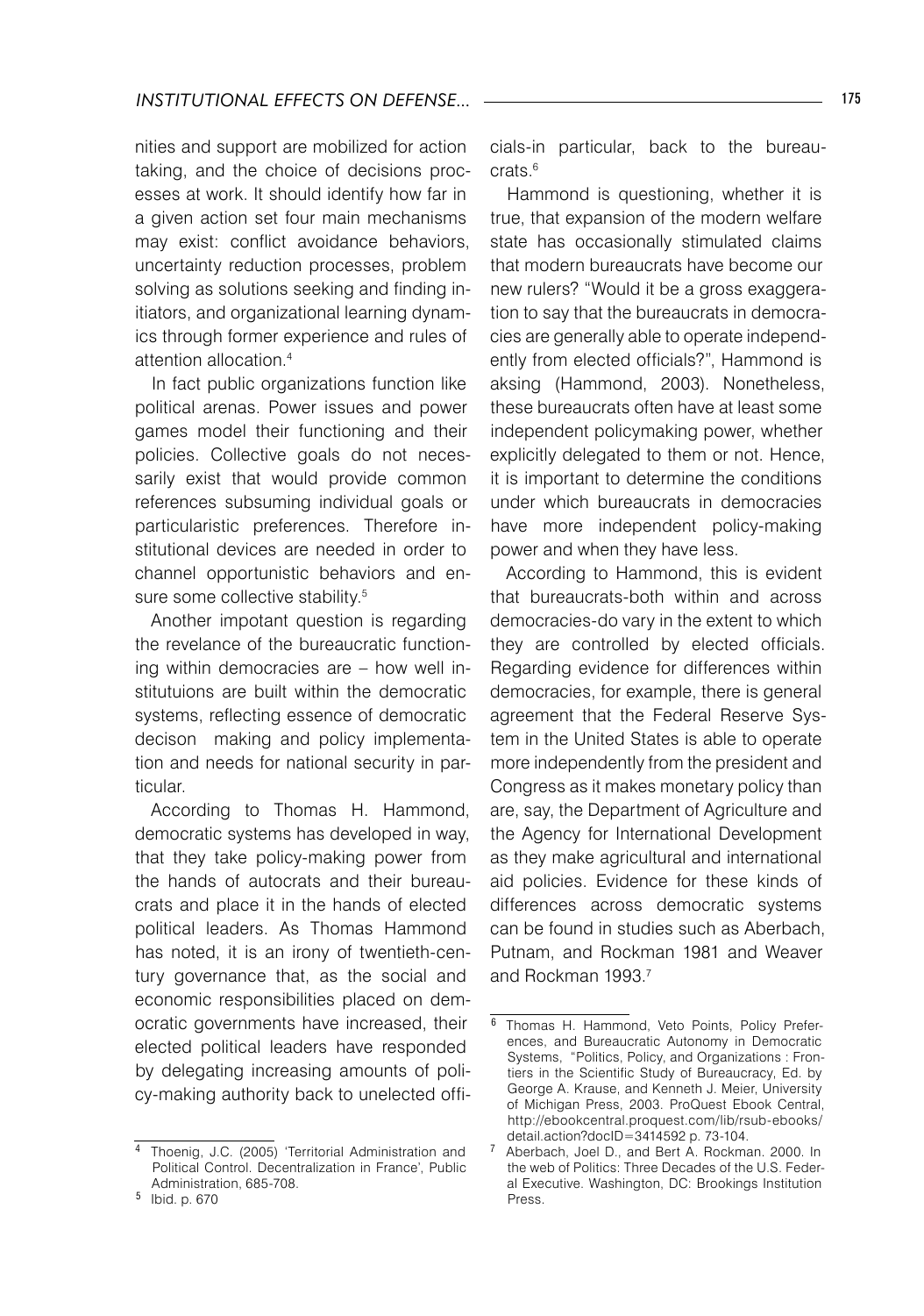nities and support are mobilized for action taking, and the choice of decisions processes at work. It should identify how far in a given action set four main mechanisms may exist: conflict avoidance behaviors, uncertainty reduction processes, problem solving as solutions seeking and finding initiators, and organizational learning dynamics through former experience and rules of attention allocation.[4]

In fact public organizations function like political arenas. Power issues and power games model their functioning and their policies. Collective goals do not necessarily exist that would provide common references subsuming individual goals or particularistic preferences. Therefore institutional devices are needed in order to channel opportunistic behaviors and ensure some collective stability.[5]

Another impotant question is regarding the revelance of the bureaucratic functioning within democracies are – how well institutuions are built within the democratic systems, reflecting essence of democratic decison making and policy implementation and needs for national security in particular.

According to Thomas H. Hammond, democratic systems has developed in way, that they take policy-making power from the hands of autocrats and their bureaucrats and place it in the hands of elected political leaders. As Thomas Hammond has noted, it is an irony of twentieth-century governance that, as the social and economic responsibilities placed on democratic governments have increased, their elected political leaders have responded by delegating increasing amounts of policy-making authority back to unelected officials-in particular, back to the bureaucrats.[6]

Hammond is questioning, whether it is true, that expansion of the modern welfare state has occasionally stimulated claims that modern bureaucrats have become our new rulers? "Would it be a gross exaggeration to say that the bureaucrats in democracies are generally able to operate independently from elected officials?", Hammond is aksing (Hammond, 2003). Nonetheless, these bureaucrats often have at least some independent policymaking power, whether explicitly delegated to them or not. Hence, it is important to determine the conditions under which bureaucrats in democracies have more independent policy-making power and when they have less.

According to Hammond, this is evident that bureaucrats-both within and across democracies-do vary in the extent to which they are controlled by elected officials. Regarding evidence for differences within democracies, for example, there is general agreement that the Federal Reserve System in the United States is able to operate more independently from the president and Congress as it makes monetary policy than are, say, the Department of Agriculture and the Agency for International Development as they make agricultural and international aid policies. Evidence for these kinds of differences across democratic systems can be found in studies such as Aberbach, Putnam, and Rockman 1981 and Weaver and Rockman 1993.[7]

---

[4] Thoenig, J.C. (2005) 'Territorial Administration and Political Control. Decentralization in France', Public Administration, 685-708.

[5] Ibid. p. 670

[6] Thomas H. Hammond, Veto Points, Policy Preferences, and Bureaucratic Autonomy in Democratic Systems, "Politics, Policy, and Organizations : Frontiers in the Scientific Study of Bureaucracy, Ed. by George A. Krause, and Kenneth J. Meier, University of Michigan Press, 2003. ProQuest Ebook Central, http://ebookcentral.proquest.com/lib/rsub-ebooks/detail.action?docID=3414592 p. 73-104.

[7] Aberbach, Joel D., and Bert A. Rockman. 2000. In the web of Politics: Three Decades of the U.S. Federal Executive. Washington, DC: Brookings Institution Press.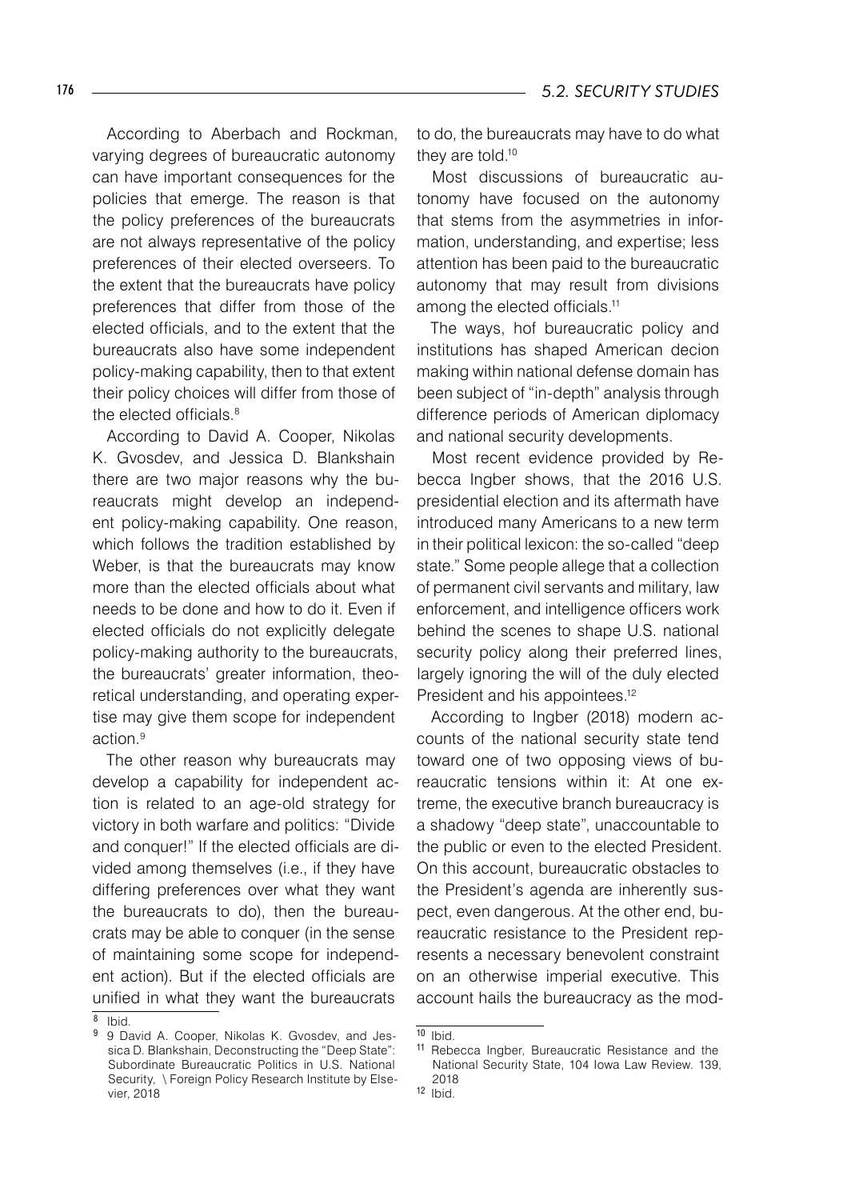According to Aberbach and Rockman, varying degrees of bureaucratic autonomy can have important consequences for the policies that emerge. The reason is that the policy preferences of the bureaucrats are not always representative of the policy preferences of their elected overseers. To the extent that the bureaucrats have policy preferences that differ from those of the elected officials, and to the extent that the bureaucrats also have some independent policy-making capability, then to that extent their policy choices will differ from those of the elected officials.[8]

According to David A. Cooper, Nikolas K. Gvosdev, and Jessica D. Blankshain there are two major reasons why the bureaucrats might develop an independent policy-making capability. One reason, which follows the tradition established by Weber, is that the bureaucrats may know more than the elected officials about what needs to be done and how to do it. Even if elected officials do not explicitly delegate policy-making authority to the bureaucrats, the bureaucrats' greater information, theoretical understanding, and operating expertise may give them scope for independent action.[9]

The other reason why bureaucrats may develop a capability for independent action is related to an age-old strategy for victory in both warfare and politics: "Divide and conquer!" If the elected officials are divided among themselves (i.e., if they have differing preferences over what they want the bureaucrats to do), then the bureaucrats may be able to conquer (in the sense of maintaining some scope for independent action). But if the elected officials are unified in what they want the bureaucrats to do, the bureaucrats may have to do what they are told.[10]

Most discussions of bureaucratic autonomy have focused on the autonomy that stems from the asymmetries in information, understanding, and expertise; less attention has been paid to the bureaucratic autonomy that may result from divisions among the elected officials.[11]

The ways, hof bureaucratic policy and institutions has shaped American decion making within national defense domain has been subject of "in-depth" analysis through difference periods of American diplomacy and national security developments.

Most recent evidence provided by Rebecca Ingber shows, that the 2016 U.S. presidential election and its aftermath have introduced many Americans to a new term in their political lexicon: the so-called "deep state." Some people allege that a collection of permanent civil servants and military, law enforcement, and intelligence officers work behind the scenes to shape U.S. national security policy along their preferred lines, largely ignoring the will of the duly elected President and his appointees.[12]

According to Ingber (2018) modern accounts of the national security state tend toward one of two opposing views of bureaucratic tensions within it: At one extreme, the executive branch bureaucracy is a shadowy "deep state", unaccountable to the public or even to the elected President. On this account, bureaucratic obstacles to the President's agenda are inherently suspect, even dangerous. At the other end, bureaucratic resistance to the President represents a necessary benevolent constraint on an otherwise imperial executive. This account hails the bureaucracy as the mod-

---

[8] Ibid.

[9] 9 David A. Cooper, Nikolas K. Gvosdev, and Jessica D. Blankshain, Deconstructing the "Deep State": Subordinate Bureaucratic Politics in U.S. National Security, \ Foreign Policy Research Institute by Elsevier, 2018

[10] Ibid.

[11] Rebecca Ingber, Bureaucratic Resistance and the National Security State, 104 Iowa Law Review. 139, 2018

[12] Ibid.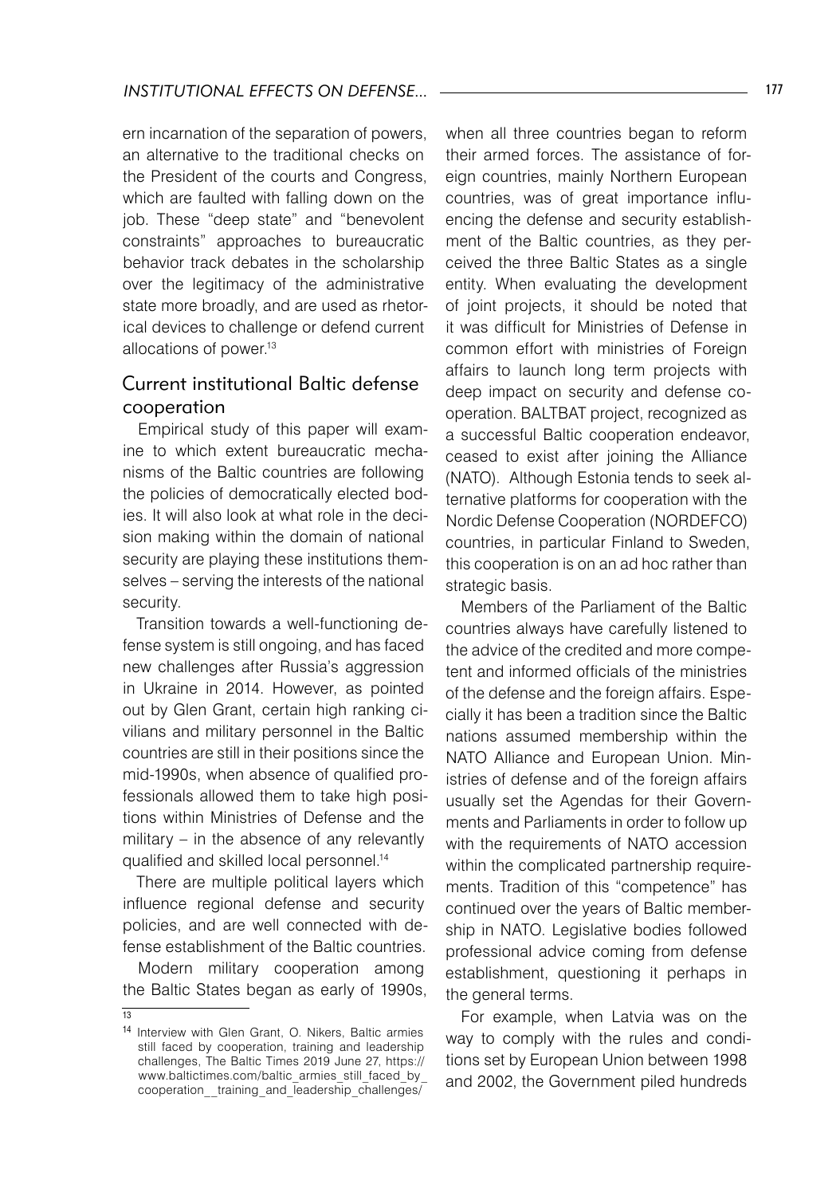ern incarnation of the separation of powers, an alternative to the traditional checks on the President of the courts and Congress, which are faulted with falling down on the job. These "deep state" and "benevolent constraints" approaches to bureaucratic behavior track debates in the scholarship over the legitimacy of the administrative state more broadly, and are used as rhetorical devices to challenge or defend current allocations of power.[13]

## Current institutional Baltic defense cooperation

Empirical study of this paper will examine to which extent bureaucratic mechanisms of the Baltic countries are following the policies of democratically elected bodies. It will also look at what role in the decision making within the domain of national security are playing these institutions themselves – serving the interests of the national security.

Transition towards a well-functioning defense system is still ongoing, and has faced new challenges after Russia's aggression in Ukraine in 2014. However, as pointed out by Glen Grant, certain high ranking civilians and military personnel in the Baltic countries are still in their positions since the mid-1990s, when absence of qualified professionals allowed them to take high positions within Ministries of Defense and the military – in the absence of any relevantly qualified and skilled local personnel.[14]

There are multiple political layers which influence regional defense and security policies, and are well connected with defense establishment of the Baltic countries.

Modern military cooperation among the Baltic States began as early of 1990s, when all three countries began to reform their armed forces. The assistance of foreign countries, mainly Northern European countries, was of great importance influencing the defense and security establishment of the Baltic countries, as they perceived the three Baltic States as a single entity. When evaluating the development of joint projects, it should be noted that it was difficult for Ministries of Defense in common effort with ministries of Foreign affairs to launch long term projects with deep impact on security and defense cooperation. BALTBAT project, recognized as a successful Baltic cooperation endeavor, ceased to exist after joining the Alliance (NATO). Although Estonia tends to seek alternative platforms for cooperation with the Nordic Defense Cooperation (NORDEFCO) countries, in particular Finland to Sweden, this cooperation is on an ad hoc rather than strategic basis.

Members of the Parliament of the Baltic countries always have carefully listened to the advice of the credited and more competent and informed officials of the ministries of the defense and the foreign affairs. Especially it has been a tradition since the Baltic nations assumed membership within the NATO Alliance and European Union. Ministries of defense and of the foreign affairs usually set the Agendas for their Governments and Parliaments in order to follow up with the requirements of NATO accession within the complicated partnership requirements. Tradition of this "competence" has continued over the years of Baltic membership in NATO. Legislative bodies followed professional advice coming from defense establishment, questioning it perhaps in the general terms.

For example, when Latvia was on the way to comply with the rules and conditions set by European Union between 1998 and 2002, the Government piled hundreds

---

[13]

[14] Interview with Glen Grant, O. Nikers, Baltic armies still faced by cooperation, training and leadership challenges, The Baltic Times 2019 June 27, https://www.baltictimes.com/baltic_armies_still_faced_by_cooperation__training_and_leadership_challenges/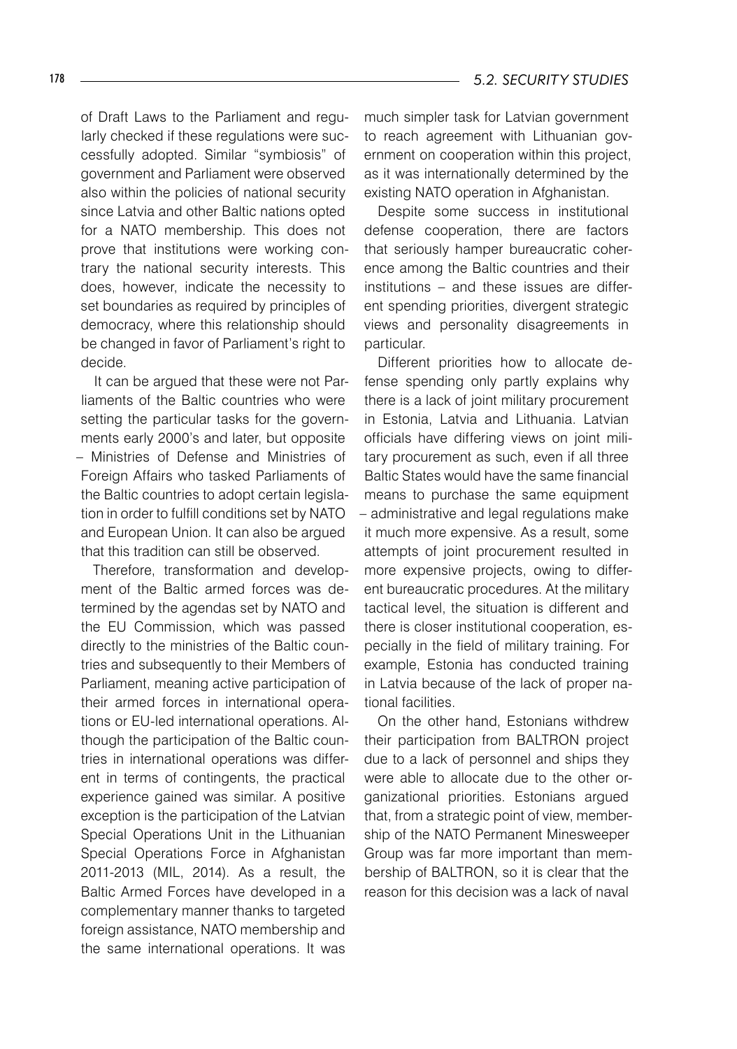of Draft Laws to the Parliament and regularly checked if these regulations were successfully adopted. Similar "symbiosis" of government and Parliament were observed also within the policies of national security since Latvia and other Baltic nations opted for a NATO membership. This does not prove that institutions were working contrary the national security interests. This does, however, indicate the necessity to set boundaries as required by principles of democracy, where this relationship should be changed in favor of Parliament's right to decide.

It can be argued that these were not Parliaments of the Baltic countries who were setting the particular tasks for the governments early 2000's and later, but opposite – Ministries of Defense and Ministries of Foreign Affairs who tasked Parliaments of the Baltic countries to adopt certain legislation in order to fulfill conditions set by NATO and European Union. It can also be argued that this tradition can still be observed.

Therefore, transformation and development of the Baltic armed forces was determined by the agendas set by NATO and the EU Commission, which was passed directly to the ministries of the Baltic countries and subsequently to their Members of Parliament, meaning active participation of their armed forces in international operations or EU-led international operations. Although the participation of the Baltic countries in international operations was different in terms of contingents, the practical experience gained was similar. A positive exception is the participation of the Latvian Special Operations Unit in the Lithuanian Special Operations Force in Afghanistan 2011-2013 (MIL, 2014). As a result, the Baltic Armed Forces have developed in a complementary manner thanks to targeted foreign assistance, NATO membership and the same international operations. It was much simpler task for Latvian government to reach agreement with Lithuanian government on cooperation within this project, as it was internationally determined by the existing NATO operation in Afghanistan.

Despite some success in institutional defense cooperation, there are factors that seriously hamper bureaucratic coherence among the Baltic countries and their institutions – and these issues are different spending priorities, divergent strategic views and personality disagreements in particular.

Different priorities how to allocate defense spending only partly explains why there is a lack of joint military procurement in Estonia, Latvia and Lithuania. Latvian officials have differing views on joint military procurement as such, even if all three Baltic States would have the same financial means to purchase the same equipment – administrative and legal regulations make it much more expensive. As a result, some attempts of joint procurement resulted in more expensive projects, owing to different bureaucratic procedures. At the military tactical level, the situation is different and there is closer institutional cooperation, especially in the field of military training. For example, Estonia has conducted training in Latvia because of the lack of proper national facilities.

On the other hand, Estonians withdrew their participation from BALTRON project due to a lack of personnel and ships they were able to allocate due to the other organizational priorities. Estonians argued that, from a strategic point of view, membership of the NATO Permanent Minesweeper Group was far more important than membership of BALTRON, so it is clear that the reason for this decision was a lack of naval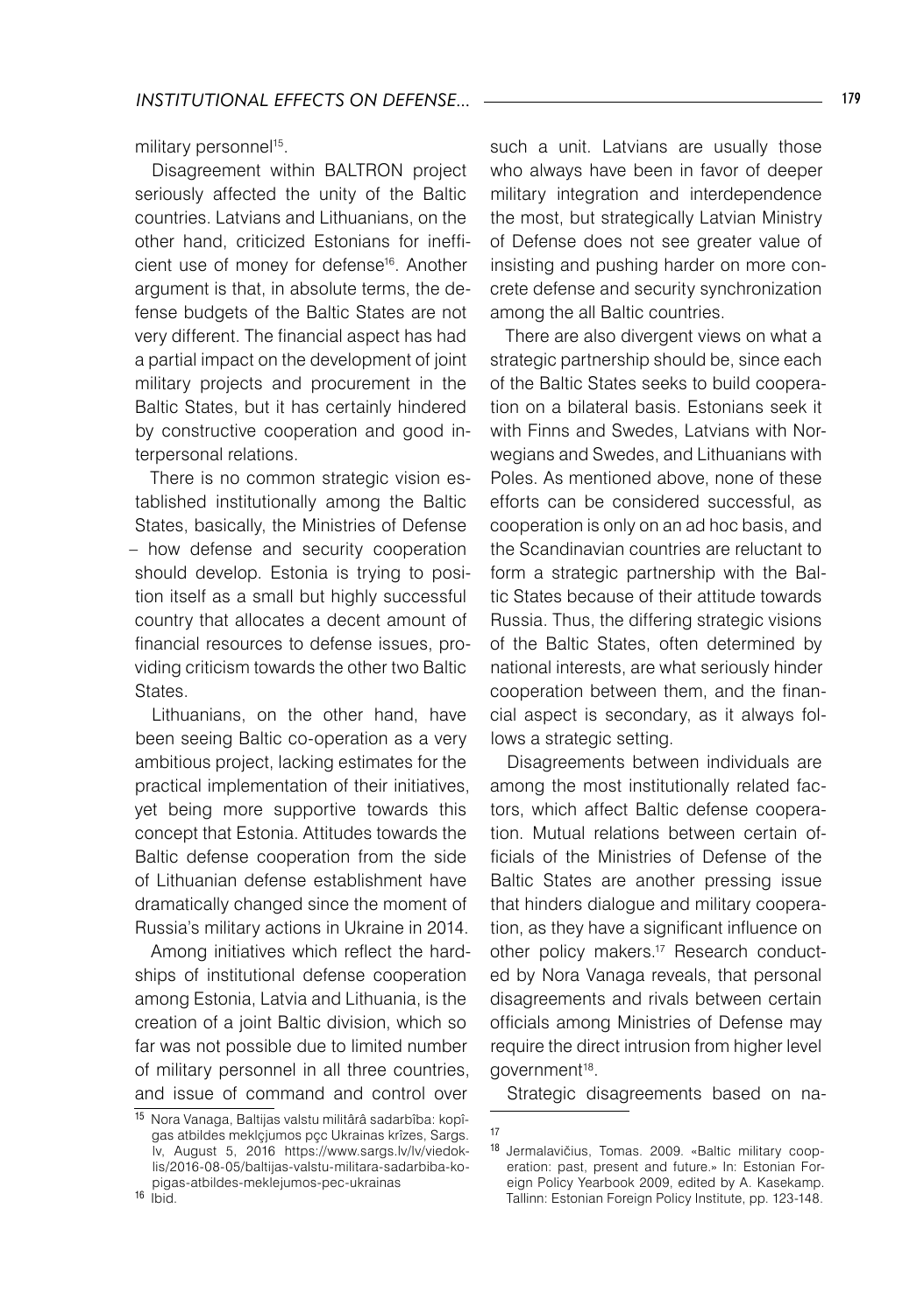military personnel[15].

Disagreement within BALTRON project seriously affected the unity of the Baltic countries. Latvians and Lithuanians, on the other hand, criticized Estonians for inefficient use of money for defense[16]. Another argument is that, in absolute terms, the defense budgets of the Baltic States are not very different. The financial aspect has had a partial impact on the development of joint military projects and procurement in the Baltic States, but it has certainly hindered by constructive cooperation and good interpersonal relations.

There is no common strategic vision established institutionally among the Baltic States, basically, the Ministries of Defense – how defense and security cooperation should develop. Estonia is trying to position itself as a small but highly successful country that allocates a decent amount of financial resources to defense issues, providing criticism towards the other two Baltic States.

Lithuanians, on the other hand, have been seeing Baltic co-operation as a very ambitious project, lacking estimates for the practical implementation of their initiatives, yet being more supportive towards this concept that Estonia. Attitudes towards the Baltic defense cooperation from the side of Lithuanian defense establishment have dramatically changed since the moment of Russia's military actions in Ukraine in 2014.

Among initiatives which reflect the hardships of institutional defense cooperation among Estonia, Latvia and Lithuania, is the creation of a joint Baltic division, which so far was not possible due to limited number of military personnel in all three countries, and issue of command and control over such a unit. Latvians are usually those who always have been in favor of deeper military integration and interdependence the most, but strategically Latvian Ministry of Defense does not see greater value of insisting and pushing harder on more concrete defense and security synchronization among the all Baltic countries.

There are also divergent views on what a strategic partnership should be, since each of the Baltic States seeks to build cooperation on a bilateral basis. Estonians seek it with Finns and Swedes, Latvians with Norwegians and Swedes, and Lithuanians with Poles. As mentioned above, none of these efforts can be considered successful, as cooperation is only on an ad hoc basis, and the Scandinavian countries are reluctant to form a strategic partnership with the Baltic States because of their attitude towards Russia. Thus, the differing strategic visions of the Baltic States, often determined by national interests, are what seriously hinder cooperation between them, and the financial aspect is secondary, as it always follows a strategic setting.

Disagreements between individuals are among the most institutionally related factors, which affect Baltic defense cooperation. Mutual relations between certain officials of the Ministries of Defense of the Baltic States are another pressing issue that hinders dialogue and military cooperation, as they have a significant influence on other policy makers.[17] Research conducted by Nora Vanaga reveals, that personal disagreements and rivals between certain officials among Ministries of Defense may require the direct intrusion from higher level government[18].

Strategic disagreements based on na-

---

[15] Nora Vanaga, Baltijas valstu militârâ sadarbîba: kopîgas atbildes meklçjumos pçc Ukrainas krîzes, Sargs.lv, August 5, 2016 https://www.sargs.lv/lv/viedoklis/2016-08-05/baltijas-valstu-militara-sadarbiba-kopigas-atbildes-meklejumos-pec-ukrainas

[16] Ibid.

[17]

[18] Jermalavičius, Tomas. 2009. «Baltic military cooperation: past, present and future.» In: Estonian Foreign Policy Yearbook 2009, edited by A. Kasekamp. Tallinn: Estonian Foreign Policy Institute, pp. 123-148.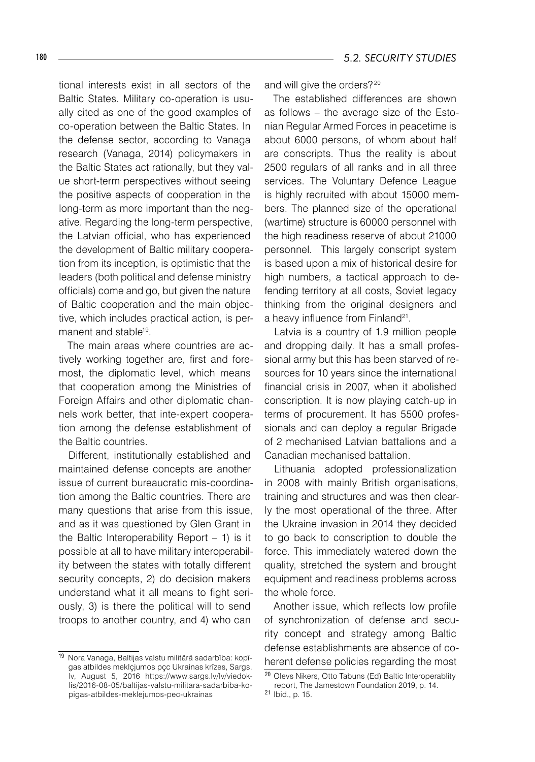tional interests exist in all sectors of the Baltic States. Military co-operation is usually cited as one of the good examples of co-operation between the Baltic States. In the defense sector, according to Vanaga research (Vanaga, 2014) policymakers in the Baltic States act rationally, but they value short-term perspectives without seeing the positive aspects of cooperation in the long-term as more important than the negative. Regarding the long-term perspective, the Latvian official, who has experienced the development of Baltic military cooperation from its inception, is optimistic that the leaders (both political and defense ministry officials) come and go, but given the nature of Baltic cooperation and the main objective, which includes practical action, is permanent and stable[19].

The main areas where countries are actively working together are, first and foremost, the diplomatic level, which means that cooperation among the Ministries of Foreign Affairs and other diplomatic channels work better, that inte-expert cooperation among the defense establishment of the Baltic countries.

Different, institutionally established and maintained defense concepts are another issue of current bureaucratic mis-coordination among the Baltic countries. There are many questions that arise from this issue, and as it was questioned by Glen Grant in the Baltic Interoperability Report – 1) is it possible at all to have military interoperability between the states with totally different security concepts, 2) do decision makers understand what it all means to fight seriously, 3) is there the political will to send troops to another country, and 4) who can and will give the orders?[20]

The established differences are shown as follows – the average size of the Estonian Regular Armed Forces in peacetime is about 6000 persons, of whom about half are conscripts. Thus the reality is about 2500 regulars of all ranks and in all three services. The Voluntary Defence League is highly recruited with about 15000 members. The planned size of the operational (wartime) structure is 60000 personnel with the high readiness reserve of about 21000 personnel. This largely conscript system is based upon a mix of historical desire for high numbers, a tactical approach to defending territory at all costs, Soviet legacy thinking from the original designers and a heavy influence from Finland[21].

Latvia is a country of 1.9 million people and dropping daily. It has a small professional army but this has been starved of resources for 10 years since the international financial crisis in 2007, when it abolished conscription. It is now playing catch-up in terms of procurement. It has 5500 professionals and can deploy a regular Brigade of 2 mechanised Latvian battalions and a Canadian mechanised battalion.

Lithuania adopted professionalization in 2008 with mainly British organisations, training and structures and was then clearly the most operational of the three. After the Ukraine invasion in 2014 they decided to go back to conscription to double the force. This immediately watered down the quality, stretched the system and brought equipment and readiness problems across the whole force.

Another issue, which reflects low profile of synchronization of defense and security concept and strategy among Baltic defense establishments are absence of coherent defense policies regarding the most

---

[19] Nora Vanaga, Baltijas valstu militârâ sadarbîba: kopîgas atbildes meklçjumos pçc Ukrainas krîzes, Sargs. lv, August 5, 2016 https://www.sargs.lv/lv/viedoklis/2016-08-05/baltijas-valstu-militara-sadarbiba-kopigas-atbildes-meklejumos-pec-ukrainas

[20] Olevs Nikers, Otto Tabuns (Ed) Baltic Interoperablity report, The Jamestown Foundation 2019, p. 14.

[21] Ibid., p. 15.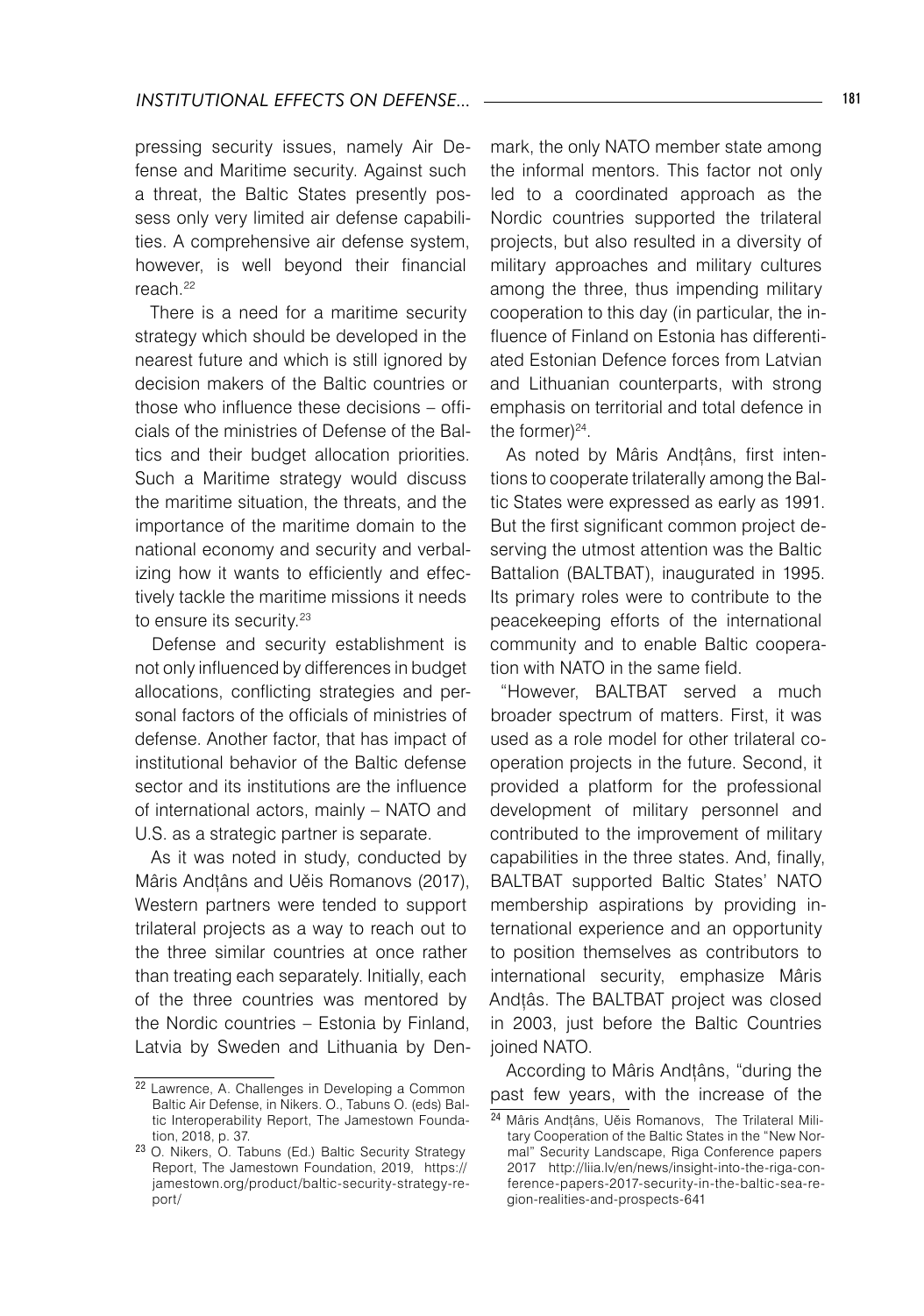pressing security issues, namely Air Defense and Maritime security. Against such a threat, the Baltic States presently possess only very limited air defense capabilities. A comprehensive air defense system, however, is well beyond their financial reach.[22]

There is a need for a maritime security strategy which should be developed in the nearest future and which is still ignored by decision makers of the Baltic countries or those who influence these decisions – officials of the ministries of Defense of the Baltics and their budget allocation priorities. Such a Maritime strategy would discuss the maritime situation, the threats, and the importance of the maritime domain to the national economy and security and verbalizing how it wants to efficiently and effectively tackle the maritime missions it needs to ensure its security.[23]

Defense and security establishment is not only influenced by differences in budget allocations, conflicting strategies and personal factors of the officials of ministries of defense. Another factor, that has impact of institutional behavior of the Baltic defense sector and its institutions are the influence of international actors, mainly – NATO and U.S. as a strategic partner is separate.

As it was noted in study, conducted by Mâris Andțâns and Uĕis Romanovs (2017), Western partners were tended to support trilateral projects as a way to reach out to the three similar countries at once rather than treating each separately. Initially, each of the three countries was mentored by the Nordic countries – Estonia by Finland, Latvia by Sweden and Lithuania by Denmark, the only NATO member state among the informal mentors. This factor not only led to a coordinated approach as the Nordic countries supported the trilateral projects, but also resulted in a diversity of military approaches and military cultures among the three, thus impending military cooperation to this day (in particular, the influence of Finland on Estonia has differentiated Estonian Defence forces from Latvian and Lithuanian counterparts, with strong emphasis on territorial and total defence in the former)[24].

As noted by Mâris Andțâns, first intentions to cooperate trilaterally among the Baltic States were expressed as early as 1991. But the first significant common project deserving the utmost attention was the Baltic Battalion (BALTBAT), inaugurated in 1995. Its primary roles were to contribute to the peacekeeping efforts of the international community and to enable Baltic cooperation with NATO in the same field.

"However, BALTBAT served a much broader spectrum of matters. First, it was used as a role model for other trilateral cooperation projects in the future. Second, it provided a platform for the professional development of military personnel and contributed to the improvement of military capabilities in the three states. And, finally, BALTBAT supported Baltic States' NATO membership aspirations by providing international experience and an opportunity to position themselves as contributors to international security, emphasize Mâris Andțâs. The BALTBAT project was closed in 2003, just before the Baltic Countries joined NATO.

According to Mâris Andțâns, "during the past few years, with the increase of the

---

[22] Lawrence, A. Challenges in Developing a Common Baltic Air Defense, in Nikers. O., Tabuns O. (eds) Baltic Interoperability Report, The Jamestown Foundation, 2018, p. 37.

[23] O. Nikers, O. Tabuns (Ed.) Baltic Security Strategy Report, The Jamestown Foundation, 2019, https://jamestown.org/product/baltic-security-strategy-report/

[24] Mâris Andțâns, Uĕis Romanovs, The Trilateral Military Cooperation of the Baltic States in the "New Normal" Security Landscape, Riga Conference papers 2017 http://liia.lv/en/news/insight-into-the-riga-conference-papers-2017-security-in-the-baltic-sea-region-realities-and-prospects-641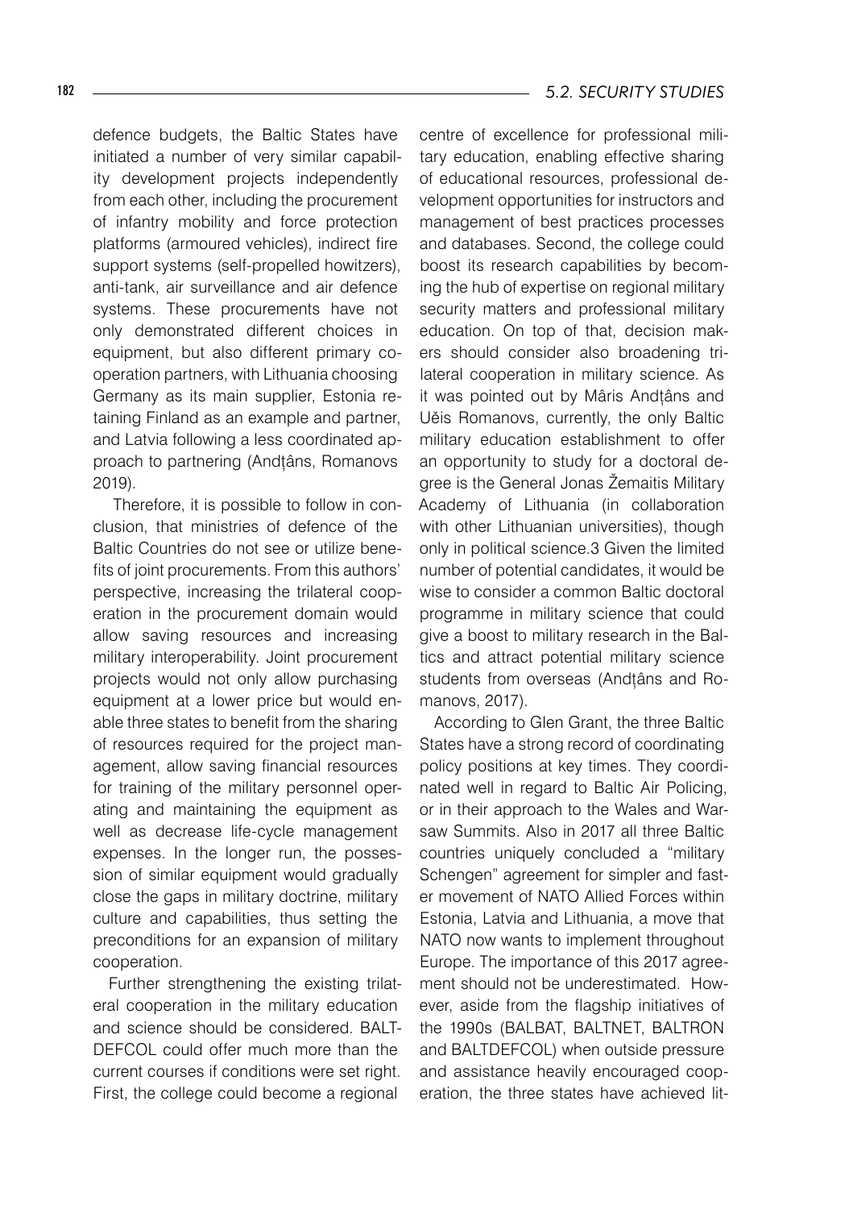defence budgets, the Baltic States have initiated a number of very similar capability development projects independently from each other, including the procurement of infantry mobility and force protection platforms (armoured vehicles), indirect fire support systems (self-propelled howitzers), anti-tank, air surveillance and air defence systems. These procurements have not only demonstrated different choices in equipment, but also different primary cooperation partners, with Lithuania choosing Germany as its main supplier, Estonia retaining Finland as an example and partner, and Latvia following a less coordinated approach to partnering (Andțâns, Romanovs 2019).

Therefore, it is possible to follow in conclusion, that ministries of defence of the Baltic Countries do not see or utilize benefits of joint procurements. From this authors' perspective, increasing the trilateral cooperation in the procurement domain would allow saving resources and increasing military interoperability. Joint procurement projects would not only allow purchasing equipment at a lower price but would enable three states to benefit from the sharing of resources required for the project management, allow saving financial resources for training of the military personnel operating and maintaining the equipment as well as decrease life-cycle management expenses. In the longer run, the possession of similar equipment would gradually close the gaps in military doctrine, military culture and capabilities, thus setting the preconditions for an expansion of military cooperation.

Further strengthening the existing trilateral cooperation in the military education and science should be considered. BALTDEFCOL could offer much more than the current courses if conditions were set right. First, the college could become a regional centre of excellence for professional military education, enabling effective sharing of educational resources, professional development opportunities for instructors and management of best practices processes and databases. Second, the college could boost its research capabilities by becoming the hub of expertise on regional military security matters and professional military education. On top of that, decision makers should consider also broadening trilateral cooperation in military science. As it was pointed out by Mâris Andțâns and Uěis Romanovs, currently, the only Baltic military education establishment to offer an opportunity to study for a doctoral degree is the General Jonas Žemaitis Military Academy of Lithuania (in collaboration with other Lithuanian universities), though only in political science.3 Given the limited number of potential candidates, it would be wise to consider a common Baltic doctoral programme in military science that could give a boost to military research in the Baltics and attract potential military science students from overseas (Andțâns and Romanovs, 2017).

According to Glen Grant, the three Baltic States have a strong record of coordinating policy positions at key times. They coordinated well in regard to Baltic Air Policing, or in their approach to the Wales and Warsaw Summits. Also in 2017 all three Baltic countries uniquely concluded a "military Schengen" agreement for simpler and faster movement of NATO Allied Forces within Estonia, Latvia and Lithuania, a move that NATO now wants to implement throughout Europe. The importance of this 2017 agreement should not be underestimated. However, aside from the flagship initiatives of the 1990s (BALBAT, BALTNET, BALTRON and BALTDEFCOL) when outside pressure and assistance heavily encouraged cooperation, the three states have achieved lit-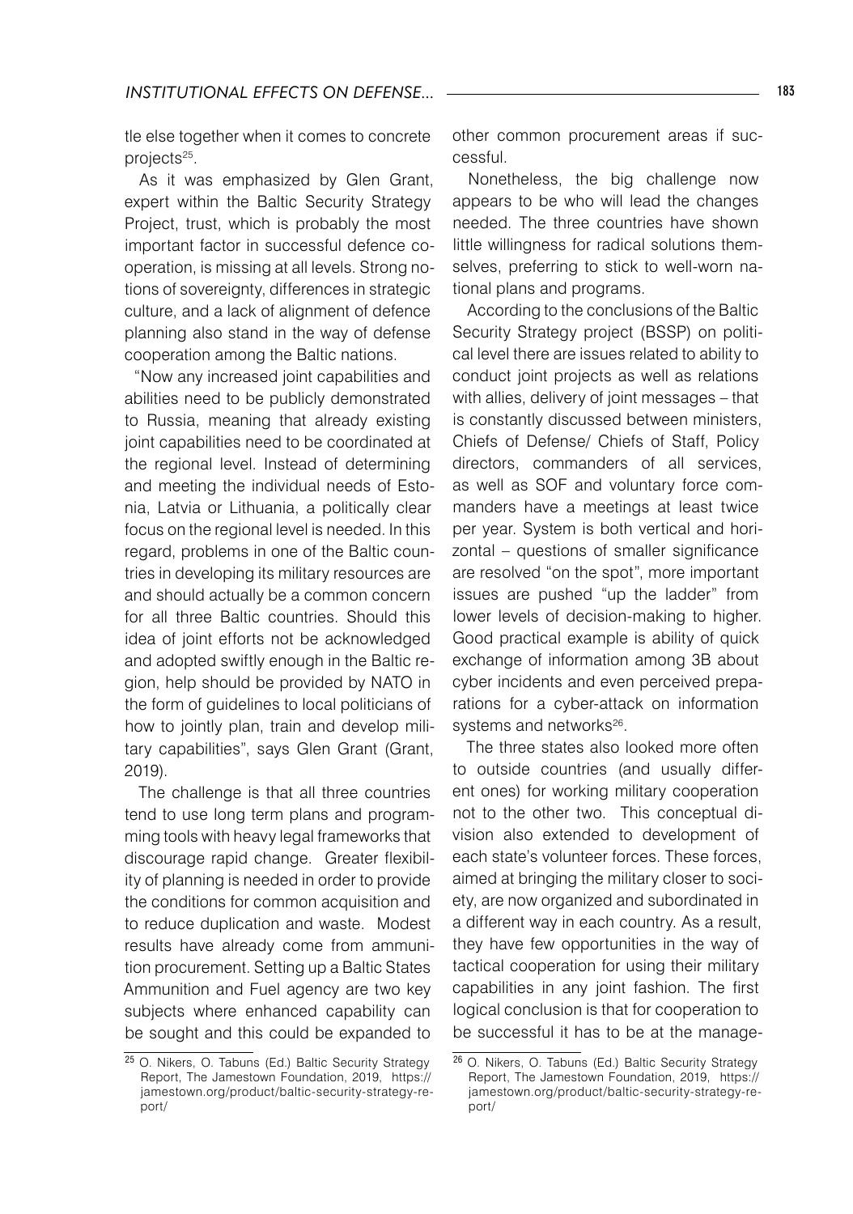tle else together when it comes to concrete projects[25].

As it was emphasized by Glen Grant, expert within the Baltic Security Strategy Project, trust, which is probably the most important factor in successful defence cooperation, is missing at all levels. Strong notions of sovereignty, differences in strategic culture, and a lack of alignment of defence planning also stand in the way of defense cooperation among the Baltic nations.

"Now any increased joint capabilities and abilities need to be publicly demonstrated to Russia, meaning that already existing joint capabilities need to be coordinated at the regional level. Instead of determining and meeting the individual needs of Estonia, Latvia or Lithuania, a politically clear focus on the regional level is needed. In this regard, problems in one of the Baltic countries in developing its military resources are and should actually be a common concern for all three Baltic countries. Should this idea of joint efforts not be acknowledged and adopted swiftly enough in the Baltic region, help should be provided by NATO in the form of guidelines to local politicians of how to jointly plan, train and develop military capabilities", says Glen Grant (Grant, 2019).

The challenge is that all three countries tend to use long term plans and programming tools with heavy legal frameworks that discourage rapid change. Greater flexibility of planning is needed in order to provide the conditions for common acquisition and to reduce duplication and waste. Modest results have already come from ammunition procurement. Setting up a Baltic States Ammunition and Fuel agency are two key subjects where enhanced capability can be sought and this could be expanded to other common procurement areas if successful.

Nonetheless, the big challenge now appears to be who will lead the changes needed. The three countries have shown little willingness for radical solutions themselves, preferring to stick to well-worn national plans and programs.

According to the conclusions of the Baltic Security Strategy project (BSSP) on political level there are issues related to ability to conduct joint projects as well as relations with allies, delivery of joint messages – that is constantly discussed between ministers, Chiefs of Defense/ Chiefs of Staff, Policy directors, commanders of all services, as well as SOF and voluntary force commanders have a meetings at least twice per year. System is both vertical and horizontal – questions of smaller significance are resolved "on the spot", more important issues are pushed "up the ladder" from lower levels of decision-making to higher. Good practical example is ability of quick exchange of information among 3B about cyber incidents and even perceived preparations for a cyber-attack on information systems and networks[26].

The three states also looked more often to outside countries (and usually different ones) for working military cooperation not to the other two. This conceptual division also extended to development of each state's volunteer forces. These forces, aimed at bringing the military closer to society, are now organized and subordinated in a different way in each country. As a result, they have few opportunities in the way of tactical cooperation for using their military capabilities in any joint fashion. The first logical conclusion is that for cooperation to be successful it has to be at the manage-

---

[25] O. Nikers, O. Tabuns (Ed.) Baltic Security Strategy Report, The Jamestown Foundation, 2019, https://jamestown.org/product/baltic-security-strategy-report/

[26] O. Nikers, O. Tabuns (Ed.) Baltic Security Strategy Report, The Jamestown Foundation, 2019, https://jamestown.org/product/baltic-security-strategy-report/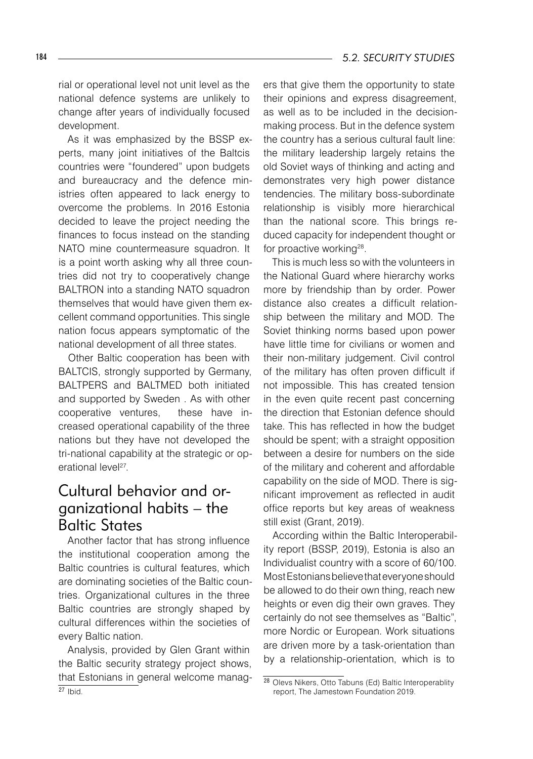rial or operational level not unit level as the national defence systems are unlikely to change after years of individually focused development.

As it was emphasized by the BSSP experts, many joint initiatives of the Baltcis countries were "foundered" upon budgets and bureaucracy and the defence ministries often appeared to lack energy to overcome the problems. In 2016 Estonia decided to leave the project needing the finances to focus instead on the standing NATO mine countermeasure squadron. It is a point worth asking why all three countries did not try to cooperatively change BALTRON into a standing NATO squadron themselves that would have given them excellent command opportunities. This single nation focus appears symptomatic of the national development of all three states.

Other Baltic cooperation has been with BALTCIS, strongly supported by Germany, BALTPERS and BALTMED both initiated and supported by Sweden . As with other cooperative ventures, these have increased operational capability of the three nations but they have not developed the tri-national capability at the strategic or operational level[27].

## Cultural behavior and organizational habits – the Baltic States

Another factor that has strong influence the institutional cooperation among the Baltic countries is cultural features, which are dominating societies of the Baltic countries. Organizational cultures in the three Baltic countries are strongly shaped by cultural differences within the societies of every Baltic nation.

Analysis, provided by Glen Grant within the Baltic security strategy project shows, that Estonians in general welcome managers that give them the opportunity to state their opinions and express disagreement, as well as to be included in the decision-making process. But in the defence system the country has a serious cultural fault line: the military leadership largely retains the old Soviet ways of thinking and acting and demonstrates very high power distance tendencies. The military boss-subordinate relationship is visibly more hierarchical than the national score. This brings reduced capacity for independent thought or for proactive working[28].

This is much less so with the volunteers in the National Guard where hierarchy works more by friendship than by order. Power distance also creates a difficult relationship between the military and MOD. The Soviet thinking norms based upon power have little time for civilians or women and their non-military judgement. Civil control of the military has often proven difficult if not impossible. This has created tension in the even quite recent past concerning the direction that Estonian defence should take. This has reflected in how the budget should be spent; with a straight opposition between a desire for numbers on the side of the military and coherent and affordable capability on the side of MOD. There is significant improvement as reflected in audit office reports but key areas of weakness still exist (Grant, 2019).

According within the Baltic Interoperability report (BSSP, 2019), Estonia is also an Individualist country with a score of 60/100. Most Estonians believe that everyone should be allowed to do their own thing, reach new heights or even dig their own graves. They certainly do not see themselves as "Baltic", more Nordic or European. Work situations are driven more by a task-orientation than by a relationship-orientation, which is to

---

[27] Ibid.

[28] Olevs Nikers, Otto Tabuns (Ed) Baltic Interoperablity report, The Jamestown Foundation 2019.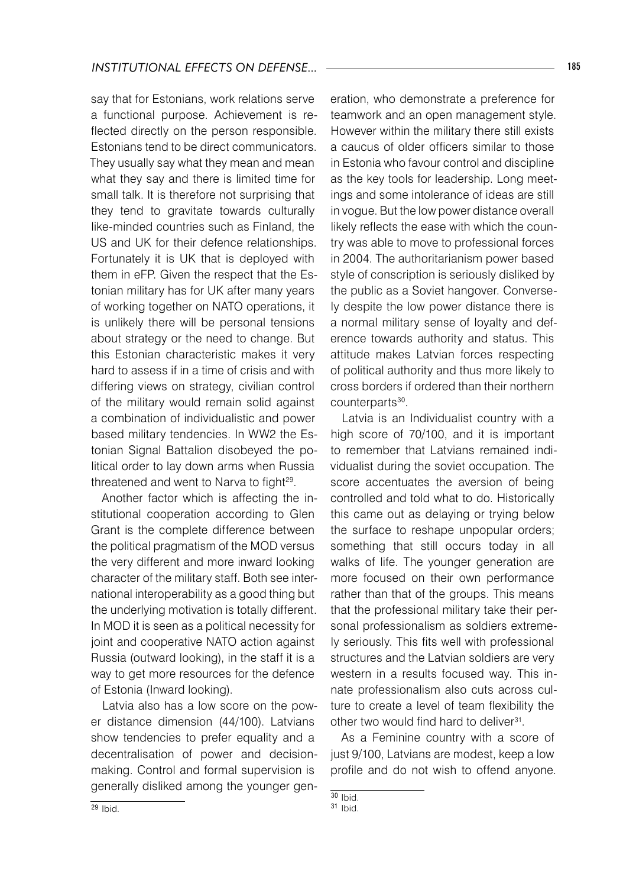say that for Estonians, work relations serve a functional purpose. Achievement is reflected directly on the person responsible. Estonians tend to be direct communicators. They usually say what they mean and mean what they say and there is limited time for small talk. It is therefore not surprising that they tend to gravitate towards culturally like-minded countries such as Finland, the US and UK for their defence relationships. Fortunately it is UK that is deployed with them in eFP. Given the respect that the Estonian military has for UK after many years of working together on NATO operations, it is unlikely there will be personal tensions about strategy or the need to change. But this Estonian characteristic makes it very hard to assess if in a time of crisis and with differing views on strategy, civilian control of the military would remain solid against a combination of individualistic and power based military tendencies. In WW2 the Estonian Signal Battalion disobeyed the political order to lay down arms when Russia threatened and went to Narva to fight[29].

Another factor which is affecting the institutional cooperation according to Glen Grant is the complete difference between the political pragmatism of the MOD versus the very different and more inward looking character of the military staff. Both see international interoperability as a good thing but the underlying motivation is totally different. In MOD it is seen as a political necessity for joint and cooperative NATO action against Russia (outward looking), in the staff it is a way to get more resources for the defence of Estonia (Inward looking).

Latvia also has a low score on the power distance dimension (44/100). Latvians show tendencies to prefer equality and a decentralisation of power and decision-making. Control and formal supervision is generally disliked among the younger generation, who demonstrate a preference for teamwork and an open management style. However within the military there still exists a caucus of older officers similar to those in Estonia who favour control and discipline as the key tools for leadership. Long meetings and some intolerance of ideas are still in vogue. But the low power distance overall likely reflects the ease with which the country was able to move to professional forces in 2004. The authoritarianism power based style of conscription is seriously disliked by the public as a Soviet hangover. Conversely despite the low power distance there is a normal military sense of loyalty and deference towards authority and status. This attitude makes Latvian forces respecting of political authority and thus more likely to cross borders if ordered than their northern counterparts[30].

Latvia is an Individualist country with a high score of 70/100, and it is important to remember that Latvians remained individualist during the soviet occupation. The score accentuates the aversion of being controlled and told what to do. Historically this came out as delaying or trying below the surface to reshape unpopular orders; something that still occurs today in all walks of life. The younger generation are more focused on their own performance rather than that of the groups. This means that the professional military take their personal professionalism as soldiers extremely seriously. This fits well with professional structures and the Latvian soldiers are very western in a results focused way. This innate professionalism also cuts across culture to create a level of team flexibility the other two would find hard to deliver[31].

As a Feminine country with a score of just 9/100, Latvians are modest, keep a low profile and do not wish to offend anyone.

---

[29] Ibid.

[30] Ibid.

[31] Ibid.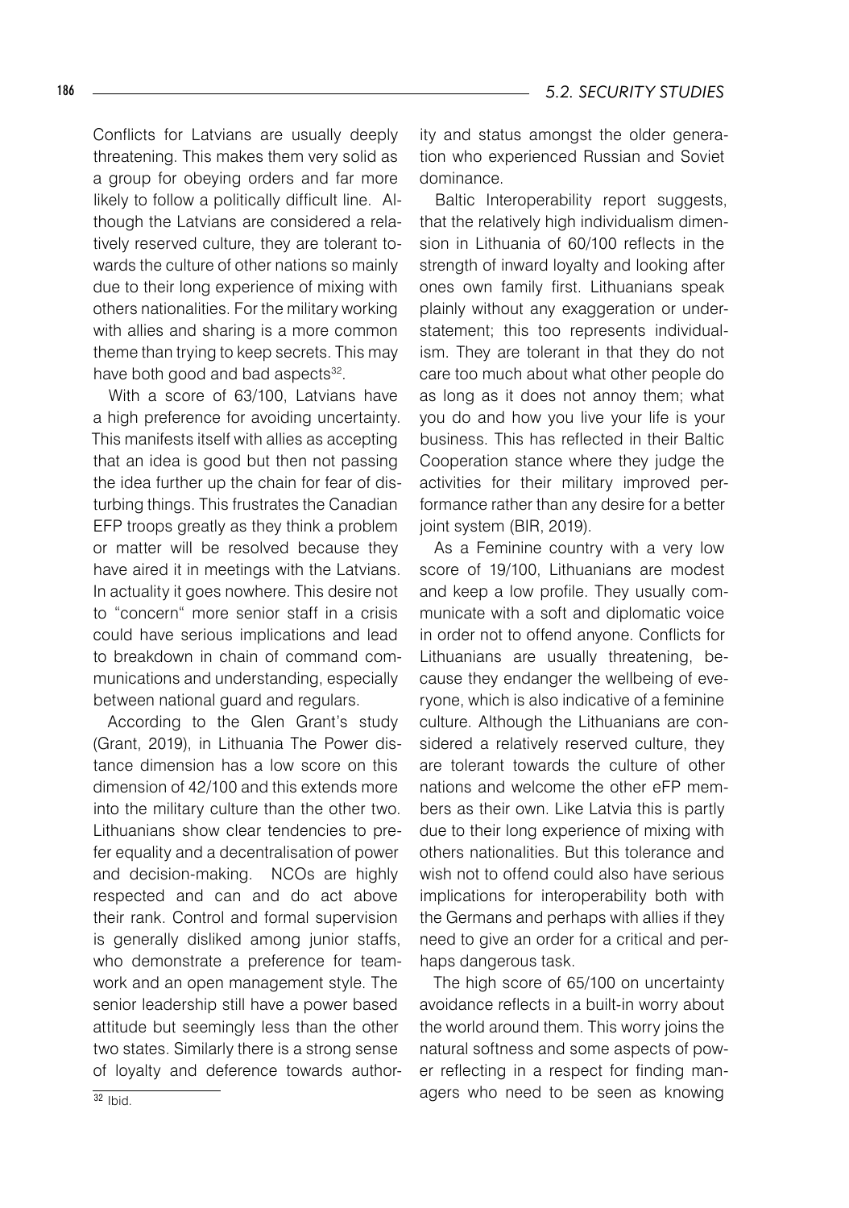Conflicts for Latvians are usually deeply threatening. This makes them very solid as a group for obeying orders and far more likely to follow a politically difficult line. Although the Latvians are considered a relatively reserved culture, they are tolerant towards the culture of other nations so mainly due to their long experience of mixing with others nationalities. For the military working with allies and sharing is a more common theme than trying to keep secrets. This may have both good and bad aspects[32].

With a score of 63/100, Latvians have a high preference for avoiding uncertainty. This manifests itself with allies as accepting that an idea is good but then not passing the idea further up the chain for fear of disturbing things. This frustrates the Canadian EFP troops greatly as they think a problem or matter will be resolved because they have aired it in meetings with the Latvians. In actuality it goes nowhere. This desire not to "concern" more senior staff in a crisis could have serious implications and lead to breakdown in chain of command communications and understanding, especially between national guard and regulars.

According to the Glen Grant's study (Grant, 2019), in Lithuania The Power distance dimension has a low score on this dimension of 42/100 and this extends more into the military culture than the other two. Lithuanians show clear tendencies to prefer equality and a decentralisation of power and decision-making. NCOs are highly respected and can and do act above their rank. Control and formal supervision is generally disliked among junior staffs, who demonstrate a preference for teamwork and an open management style. The senior leadership still have a power based attitude but seemingly less than the other two states. Similarly there is a strong sense of loyalty and deference towards authority and status amongst the older generation who experienced Russian and Soviet dominance.

Baltic Interoperability report suggests, that the relatively high individualism dimension in Lithuania of 60/100 reflects in the strength of inward loyalty and looking after ones own family first. Lithuanians speak plainly without any exaggeration or understatement; this too represents individualism. They are tolerant in that they do not care too much about what other people do as long as it does not annoy them; what you do and how you live your life is your business. This has reflected in their Baltic Cooperation stance where they judge the activities for their military improved performance rather than any desire for a better joint system (BIR, 2019).

As a Feminine country with a very low score of 19/100, Lithuanians are modest and keep a low profile. They usually communicate with a soft and diplomatic voice in order not to offend anyone. Conflicts for Lithuanians are usually threatening, because they endanger the wellbeing of everyone, which is also indicative of a feminine culture. Although the Lithuanians are considered a relatively reserved culture, they are tolerant towards the culture of other nations and welcome the other eFP members as their own. Like Latvia this is partly due to their long experience of mixing with others nationalities. But this tolerance and wish not to offend could also have serious implications for interoperability both with the Germans and perhaps with allies if they need to give an order for a critical and perhaps dangerous task.

The high score of 65/100 on uncertainty avoidance reflects in a built-in worry about the world around them. This worry joins the natural softness and some aspects of power reflecting in a respect for finding managers who need to be seen as knowing

[32] Ibid.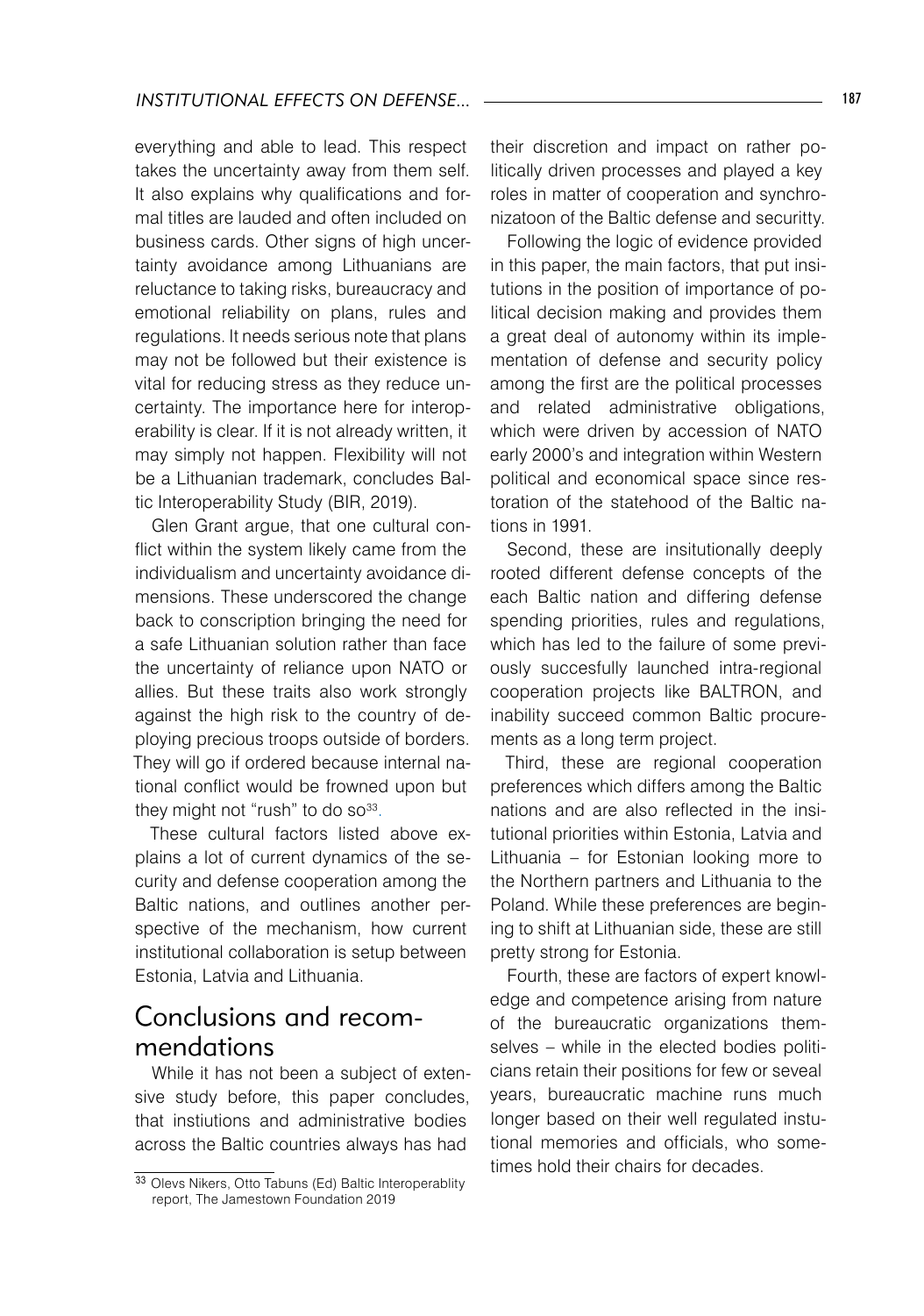everything and able to lead. This respect takes the uncertainty away from them self. It also explains why qualifications and formal titles are lauded and often included on business cards. Other signs of high uncertainty avoidance among Lithuanians are reluctance to taking risks, bureaucracy and emotional reliability on plans, rules and regulations. It needs serious note that plans may not be followed but their existence is vital for reducing stress as they reduce uncertainty. The importance here for interoperability is clear. If it is not already written, it may simply not happen. Flexibility will not be a Lithuanian trademark, concludes Baltic Interoperability Study (BIR, 2019).

Glen Grant argue, that one cultural conflict within the system likely came from the individualism and uncertainty avoidance dimensions. These underscored the change back to conscription bringing the need for a safe Lithuanian solution rather than face the uncertainty of reliance upon NATO or allies. But these traits also work strongly against the high risk to the country of deploying precious troops outside of borders. They will go if ordered because internal national conflict would be frowned upon but they might not "rush" to do so[33].

These cultural factors listed above explains a lot of current dynamics of the security and defense cooperation among the Baltic nations, and outlines another perspective of the mechanism, how current institutional collaboration is setup between Estonia, Latvia and Lithuania.

## Conclusions and recommendations

While it has not been a subject of extensive study before, this paper concludes, that instiutions and administrative bodies across the Baltic countries always has had their discretion and impact on rather politically driven processes and played a key roles in matter of cooperation and synchronizatoon of the Baltic defense and securitty.

Following the logic of evidence provided in this paper, the main factors, that put insitutions in the position of importance of political decision making and provides them a great deal of autonomy within its implementation of defense and security policy among the first are the political processes and related administrative obligations, which were driven by accession of NATO early 2000's and integration within Western political and economical space since restoration of the statehood of the Baltic nations in 1991.

Second, these are insitutionally deeply rooted different defense concepts of the each Baltic nation and differing defense spending priorities, rules and regulations, which has led to the failure of some previously succesfully launched intra-regional cooperation projects like BALTRON, and inability succeed common Baltic procurements as a long term project.

Third, these are regional cooperation preferences which differs among the Baltic nations and are also reflected in the insitutional priorities within Estonia, Latvia and Lithuania – for Estonian looking more to the Northern partners and Lithuania to the Poland. While these preferences are begining to shift at Lithuanian side, these are still pretty strong for Estonia.

Fourth, these are factors of expert knowledge and competence arising from nature of the bureaucratic organizations themselves – while in the elected bodies politicians retain their positions for few or seveal years, bureaucratic machine runs much longer based on their well regulated instutional memories and officials, who sometimes hold their chairs for decades.

---

[33] Olevs Nikers, Otto Tabuns (Ed) Baltic Interoperablity report, The Jamestown Foundation 2019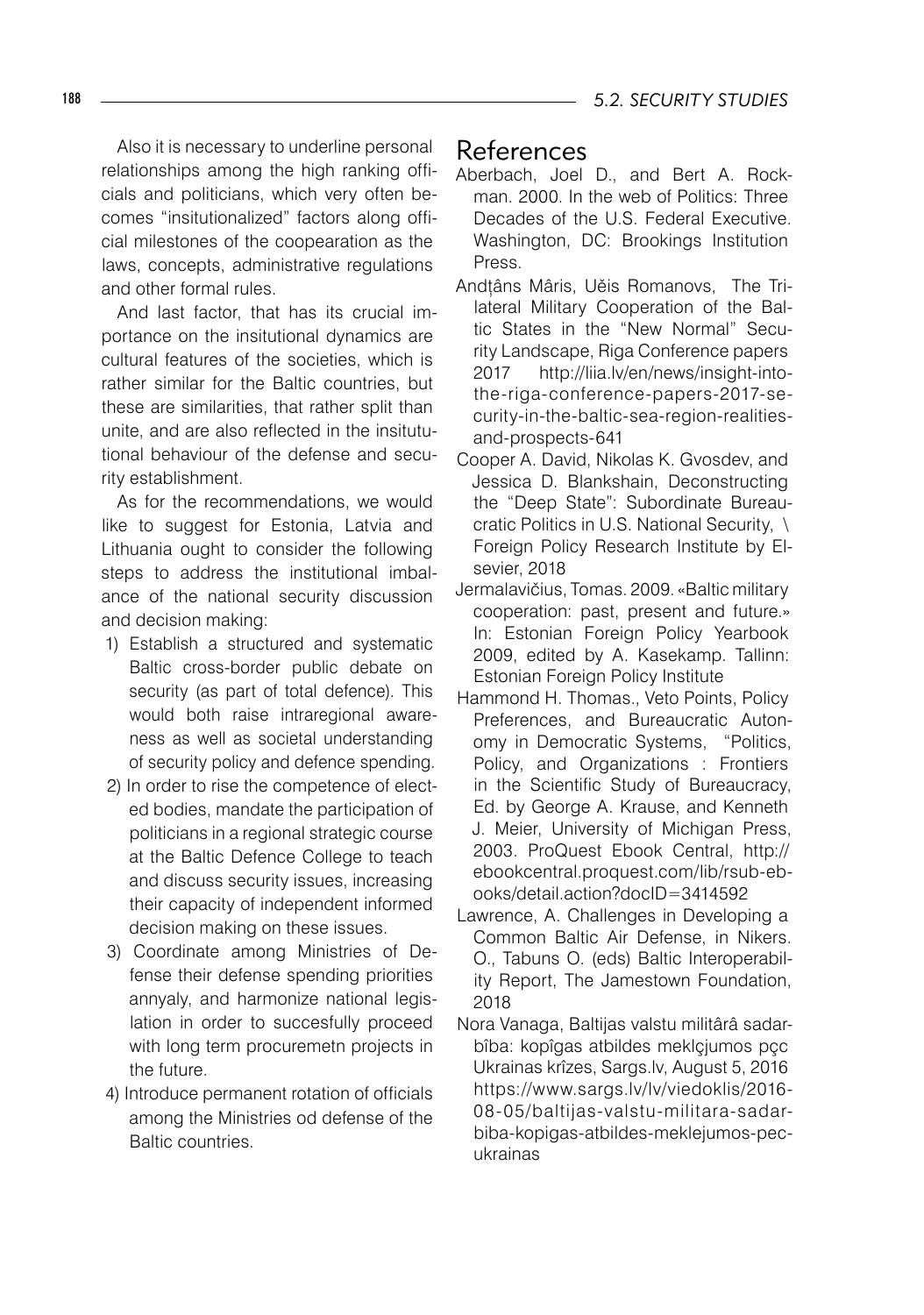Also it is necessary to underline personal relationships among the high ranking officials and politicians, which very often becomes "insitutionalized" factors along official milestones of the coopearation as the laws, concepts, administrative regulations and other formal rules.

And last factor, that has its crucial importance on the insitutional dynamics are cultural features of the societies, which is rather similar for the Baltic countries, but these are similarities, that rather split than unite, and are also reflected in the insitututional behaviour of the defense and security establishment.

As for the recommendations, we would like to suggest for Estonia, Latvia and Lithuania ought to consider the following steps to address the institutional imbalance of the national security discussion and decision making:

1) Establish a structured and systematic Baltic cross-border public debate on security (as part of total defence). This would both raise intraregional awareness as well as societal understanding of security policy and defence spending.
2) In order to rise the competence of elected bodies, mandate the participation of politicians in a regional strategic course at the Baltic Defence College to teach and discuss security issues, increasing their capacity of independent informed decision making on these issues.
3) Coordinate among Ministries of Defense their defense spending priorities annyaly, and harmonize national legislation in order to succesfully proceed with long term procuremetn projects in the future.
4) Introduce permanent rotation of officials among the Ministries od defense of the Baltic countries.

## References

Aberbach, Joel D., and Bert A. Rockman. 2000. In the web of Politics: Three Decades of the U.S. Federal Executive. Washington, DC: Brookings Institution Press.

Andţâns Mâris, Uĕis Romanovs, The Trilateral Military Cooperation of the Baltic States in the "New Normal" Security Landscape, Riga Conference papers 2017 http://liia.lv/en/news/insight-into-the-riga-conference-papers-2017-security-in-the-baltic-sea-region-realities-and-prospects-641

Cooper A. David, Nikolas K. Gvosdev, and Jessica D. Blankshain, Deconstructing the "Deep State": Subordinate Bureaucratic Politics in U.S. National Security, \ Foreign Policy Research Institute by Elsevier, 2018

Jermalavičius, Tomas. 2009. «Baltic military cooperation: past, present and future.» In: Estonian Foreign Policy Yearbook 2009, edited by A. Kasekamp. Tallinn: Estonian Foreign Policy Institute

Hammond H. Thomas., Veto Points, Policy Preferences, and Bureaucratic Autonomy in Democratic Systems, "Politics, Policy, and Organizations : Frontiers in the Scientific Study of Bureaucracy, Ed. by George A. Krause, and Kenneth J. Meier, University of Michigan Press, 2003. ProQuest Ebook Central, http://ebookcentral.proquest.com/lib/rsub-ebooks/detail.action?docID=3414592

Lawrence, A. Challenges in Developing a Common Baltic Air Defense, in Nikers. O., Tabuns O. (eds) Baltic Interoperability Report, The Jamestown Foundation, 2018

Nora Vanaga, Baltijas valstu militârâ sadarbîba: kopîgas atbildes meklçjumos pçc Ukrainas krîzes, Sargs.lv, August 5, 2016 https://www.sargs.lv/lv/viedoklis/2016-08-05/baltijas-valstu-militara-sadarbiba-kopigas-atbildes-meklejumos-pec-ukrainas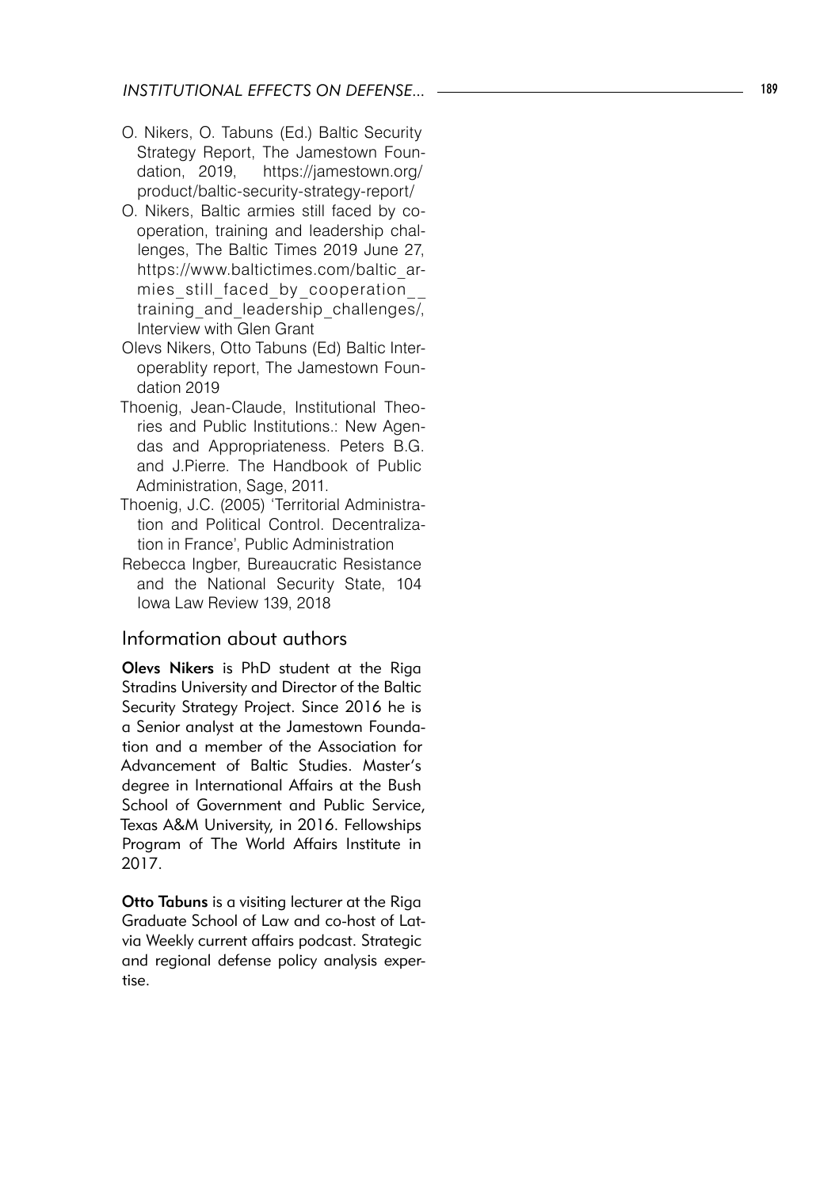O. Nikers, O. Tabuns (Ed.) Baltic Security Strategy Report, The Jamestown Foundation, 2019, https://jamestown.org/product/baltic-security-strategy-report/

O. Nikers, Baltic armies still faced by cooperation, training and leadership challenges, The Baltic Times 2019 June 27, https://www.baltictimes.com/baltic_armies_still_faced_by_cooperation__training_and_leadership_challenges/, Interview with Glen Grant

Olevs Nikers, Otto Tabuns (Ed) Baltic Interoperablity report, The Jamestown Foundation 2019

Thoenig, Jean-Claude, Institutional Theories and Public Institutions.: New Agendas and Appropriateness. Peters B.G. and J.Pierre. The Handbook of Public Administration, Sage, 2011.

Thoenig, J.C. (2005) 'Territorial Administration and Political Control. Decentralization in France', Public Administration

Rebecca Ingber, Bureaucratic Resistance and the National Security State, 104 Iowa Law Review 139, 2018

## Information about authors

**Olevs Nikers** is PhD student at the Riga Stradins University and Director of the Baltic Security Strategy Project. Since 2016 he is a Senior analyst at the Jamestown Foundation and a member of the Association for Advancement of Baltic Studies. Master's degree in International Affairs at the Bush School of Government and Public Service, Texas A&M University, in 2016. Fellowships Program of The World Affairs Institute in 2017.

**Otto Tabuns** is a visiting lecturer at the Riga Graduate School of Law and co-host of Latvia Weekly current affairs podcast. Strategic and regional defense policy analysis expertise.